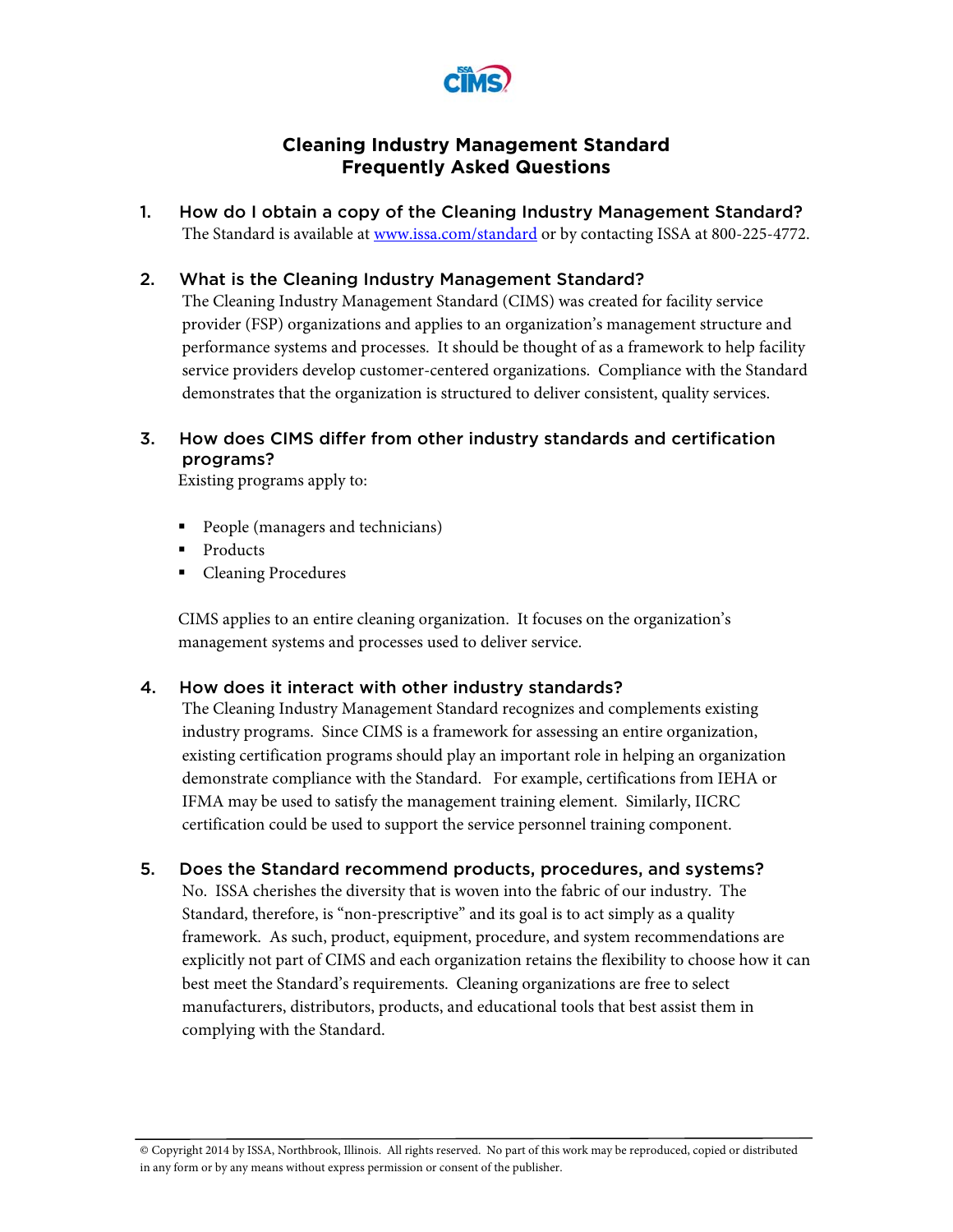# Cleaning Industry Management Standard
# Frequently Asked Questions

1. **How do I obtain a copy of the Cleaning Industry Management Standard?**
   The Standard is available at [www.issa.com/standard](http://www.issa.com/standard) or by contacting ISSA at 800-225-4772.

2. **What is the Cleaning Industry Management Standard?**
   The Cleaning Industry Management Standard (CIMS) was created for facility service provider (FSP) organizations and applies to an organization's management structure and performance systems and processes. It should be thought of as a framework to help facility service providers develop customer-centered organizations. Compliance with the Standard demonstrates that the organization is structured to deliver consistent, quality services.

3. **How does CIMS differ from other industry standards and certification programs?**
   Existing programs apply to:

   - People (managers and technicians)
   - Products
   - Cleaning Procedures

   CIMS applies to an entire cleaning organization. It focuses on the organization's management systems and processes used to deliver service.

4. **How does it interact with other industry standards?**
   The Cleaning Industry Management Standard recognizes and complements existing industry programs. Since CIMS is a framework for assessing an entire organization, existing certification programs should play an important role in helping an organization demonstrate compliance with the Standard. For example, certifications from IEHA or IFMA may be used to satisfy the management training element. Similarly, IICRC certification could be used to support the service personnel training component.

5. **Does the Standard recommend products, procedures, and systems?**
   No. ISSA cherishes the diversity that is woven into the fabric of our industry. The Standard, therefore, is "non-prescriptive" and its goal is to act simply as a quality framework. As such, product, equipment, procedure, and system recommendations are explicitly not part of CIMS and each organization retains the flexibility to choose how it can best meet the Standard's requirements. Cleaning organizations are free to select manufacturers, distributors, products, and educational tools that best assist them in complying with the Standard.

© Copyright 2014 by ISSA, Northbrook, Illinois. All rights reserved. No part of this work may be reproduced, copied or distributed in any form or by any means without express permission or consent of the publisher.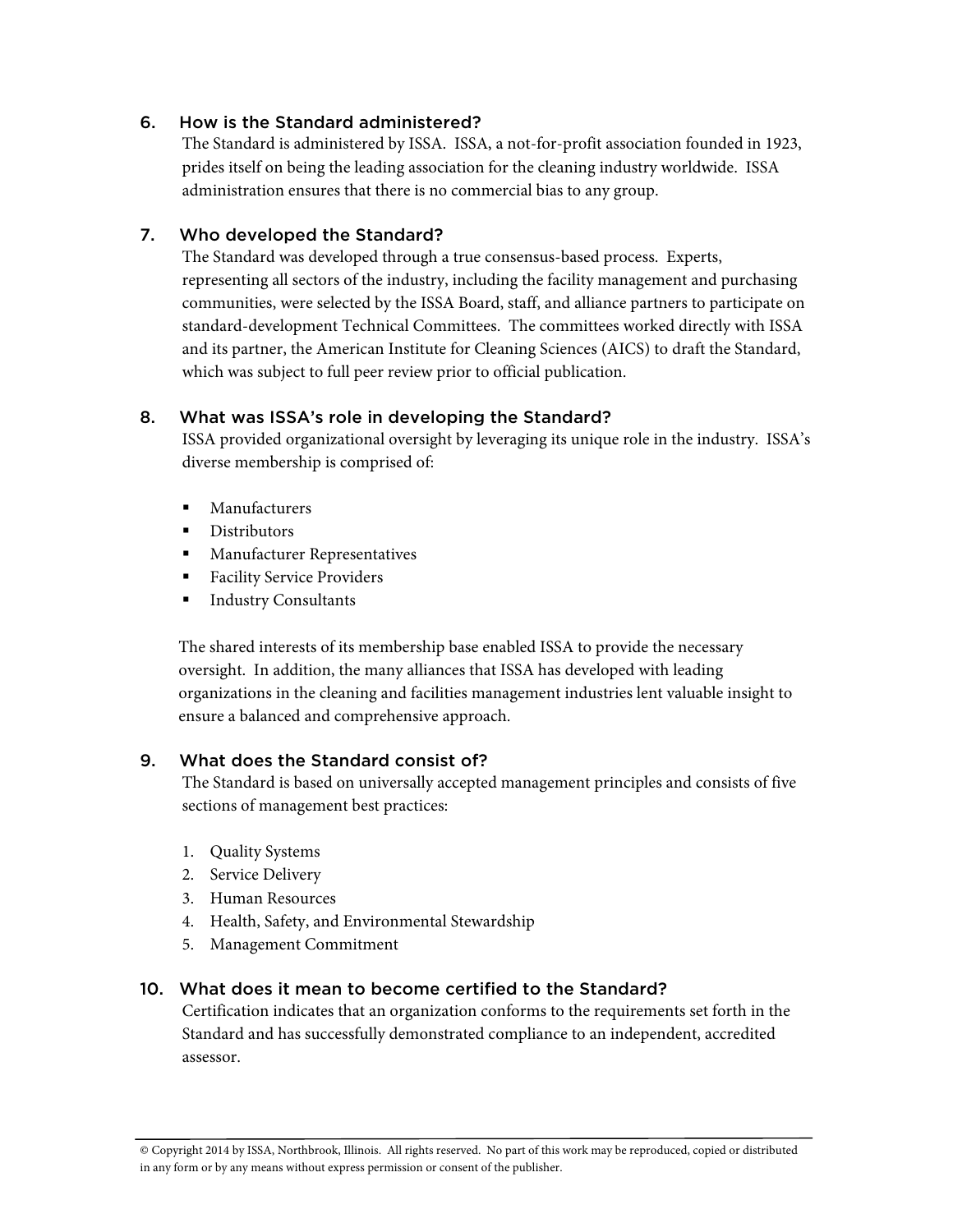## 6. How is the Standard administered?

The Standard is administered by ISSA. ISSA, a not-for-profit association founded in 1923, prides itself on being the leading association for the cleaning industry worldwide. ISSA administration ensures that there is no commercial bias to any group.

## 7. Who developed the Standard?

The Standard was developed through a true consensus-based process. Experts, representing all sectors of the industry, including the facility management and purchasing communities, were selected by the ISSA Board, staff, and alliance partners to participate on standard-development Technical Committees. The committees worked directly with ISSA and its partner, the American Institute for Cleaning Sciences (AICS) to draft the Standard, which was subject to full peer review prior to official publication.

## 8. What was ISSA's role in developing the Standard?

ISSA provided organizational oversight by leveraging its unique role in the industry. ISSA's diverse membership is comprised of:

- Manufacturers
- Distributors
- Manufacturer Representatives
- Facility Service Providers
- Industry Consultants

The shared interests of its membership base enabled ISSA to provide the necessary oversight. In addition, the many alliances that ISSA has developed with leading organizations in the cleaning and facilities management industries lent valuable insight to ensure a balanced and comprehensive approach.

## 9. What does the Standard consist of?

The Standard is based on universally accepted management principles and consists of five sections of management best practices:

1. Quality Systems
2. Service Delivery
3. Human Resources
4. Health, Safety, and Environmental Stewardship
5. Management Commitment

## 10. What does it mean to become certified to the Standard?

Certification indicates that an organization conforms to the requirements set forth in the Standard and has successfully demonstrated compliance to an independent, accredited assessor.

© Copyright 2014 by ISSA, Northbrook, Illinois. All rights reserved. No part of this work may be reproduced, copied or distributed in any form or by any means without express permission or consent of the publisher.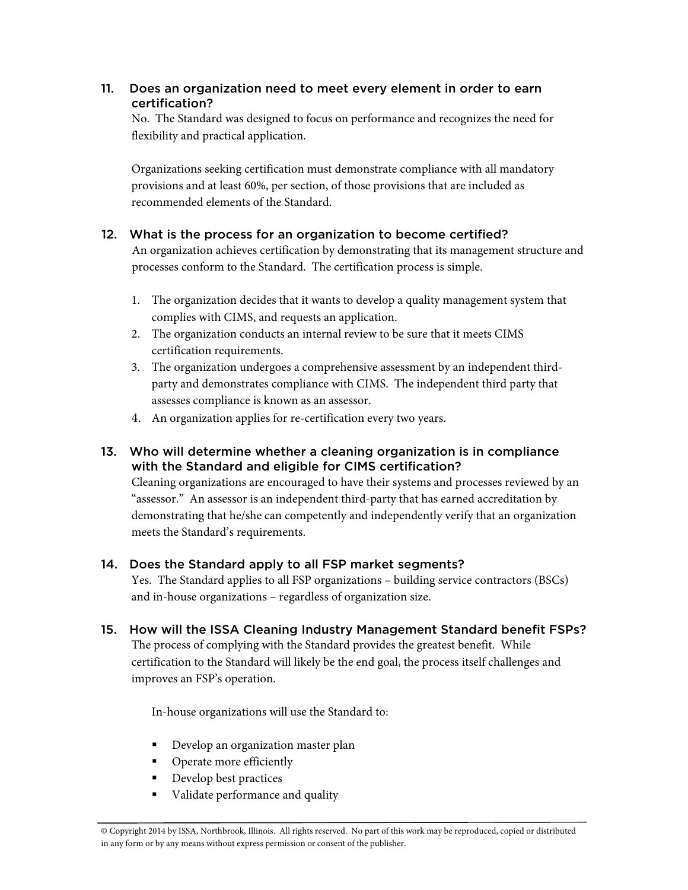### 11. Does an organization need to meet every element in order to earn certification?

No. The Standard was designed to focus on performance and recognizes the need for flexibility and practical application.

Organizations seeking certification must demonstrate compliance with all mandatory provisions and at least 60%, per section, of those provisions that are included as recommended elements of the Standard.

### 12. What is the process for an organization to become certified?

An organization achieves certification by demonstrating that its management structure and processes conform to the Standard. The certification process is simple.

1. The organization decides that it wants to develop a quality management system that complies with CIMS, and requests an application.
2. The organization conducts an internal review to be sure that it meets CIMS certification requirements.
3. The organization undergoes a comprehensive assessment by an independent third-party and demonstrates compliance with CIMS. The independent third party that assesses compliance is known as an assessor.
4. An organization applies for re-certification every two years.

### 13. Who will determine whether a cleaning organization is in compliance with the Standard and eligible for CIMS certification?

Cleaning organizations are encouraged to have their systems and processes reviewed by an "assessor." An assessor is an independent third-party that has earned accreditation by demonstrating that he/she can competently and independently verify that an organization meets the Standard's requirements.

### 14. Does the Standard apply to all FSP market segments?

Yes. The Standard applies to all FSP organizations – building service contractors (BSCs) and in-house organizations – regardless of organization size.

### 15. How will the ISSA Cleaning Industry Management Standard benefit FSPs?

The process of complying with the Standard provides the greatest benefit. While certification to the Standard will likely be the end goal, the process itself challenges and improves an FSP's operation.

In-house organizations will use the Standard to:

- Develop an organization master plan
- Operate more efficiently
- Develop best practices
- Validate performance and quality

© Copyright 2014 by ISSA, Northbrook, Illinois. All rights reserved. No part of this work may be reproduced, copied or distributed in any form or by any means without express permission or consent of the publisher.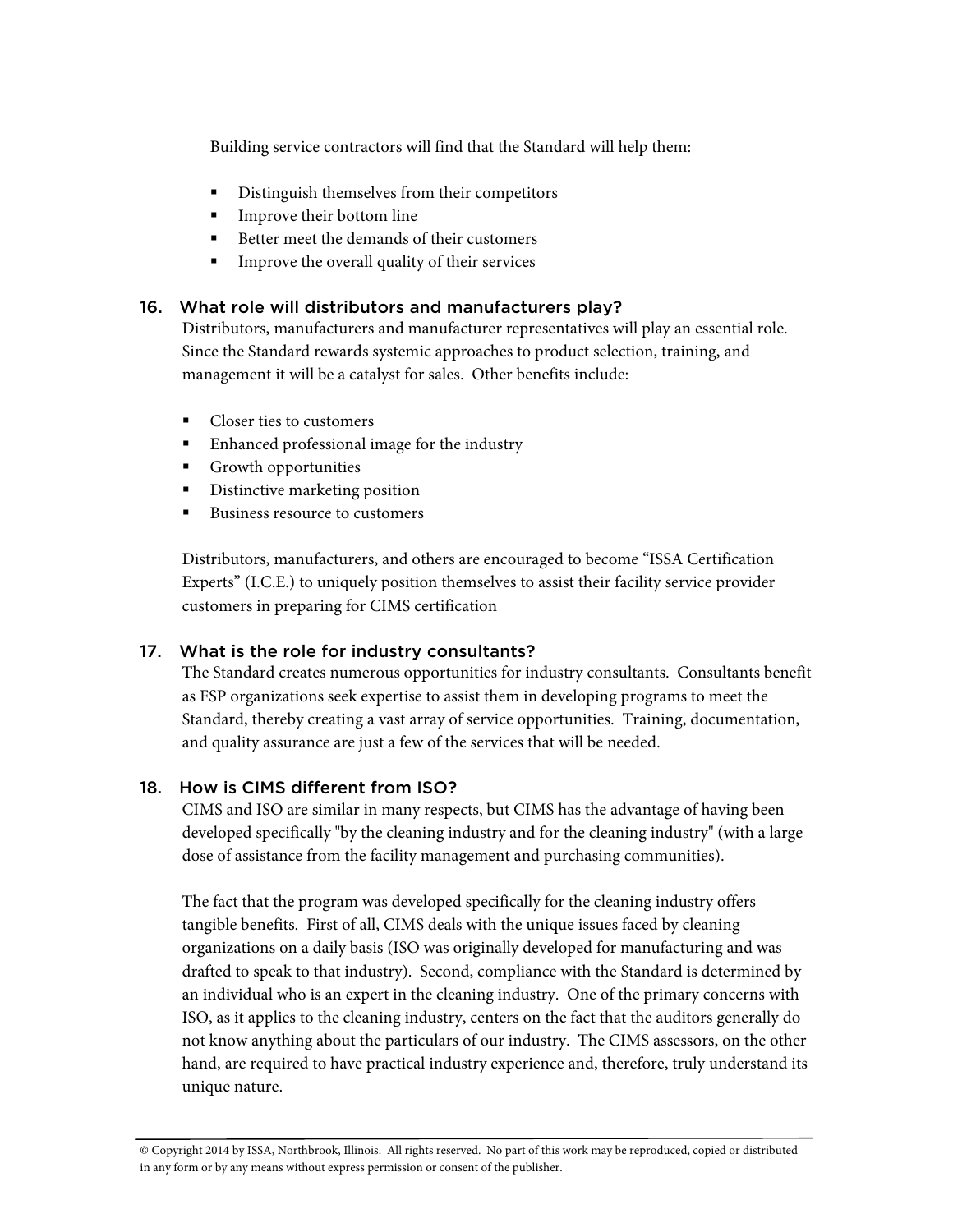Building service contractors will find that the Standard will help them:

- Distinguish themselves from their competitors
- Improve their bottom line
- Better meet the demands of their customers
- Improve the overall quality of their services

### 16. What role will distributors and manufacturers play?

Distributors, manufacturers and manufacturer representatives will play an essential role. Since the Standard rewards systemic approaches to product selection, training, and management it will be a catalyst for sales. Other benefits include:

- Closer ties to customers
- Enhanced professional image for the industry
- Growth opportunities
- Distinctive marketing position
- Business resource to customers

Distributors, manufacturers, and others are encouraged to become "ISSA Certification Experts" (I.C.E.) to uniquely position themselves to assist their facility service provider customers in preparing for CIMS certification

### 17. What is the role for industry consultants?

The Standard creates numerous opportunities for industry consultants. Consultants benefit as FSP organizations seek expertise to assist them in developing programs to meet the Standard, thereby creating a vast array of service opportunities. Training, documentation, and quality assurance are just a few of the services that will be needed.

### 18. How is CIMS different from ISO?

CIMS and ISO are similar in many respects, but CIMS has the advantage of having been developed specifically "by the cleaning industry and for the cleaning industry" (with a large dose of assistance from the facility management and purchasing communities).

The fact that the program was developed specifically for the cleaning industry offers tangible benefits. First of all, CIMS deals with the unique issues faced by cleaning organizations on a daily basis (ISO was originally developed for manufacturing and was drafted to speak to that industry). Second, compliance with the Standard is determined by an individual who is an expert in the cleaning industry. One of the primary concerns with ISO, as it applies to the cleaning industry, centers on the fact that the auditors generally do not know anything about the particulars of our industry. The CIMS assessors, on the other hand, are required to have practical industry experience and, therefore, truly understand its unique nature.

© Copyright 2014 by ISSA, Northbrook, Illinois. All rights reserved. No part of this work may be reproduced, copied or distributed in any form or by any means without express permission or consent of the publisher.